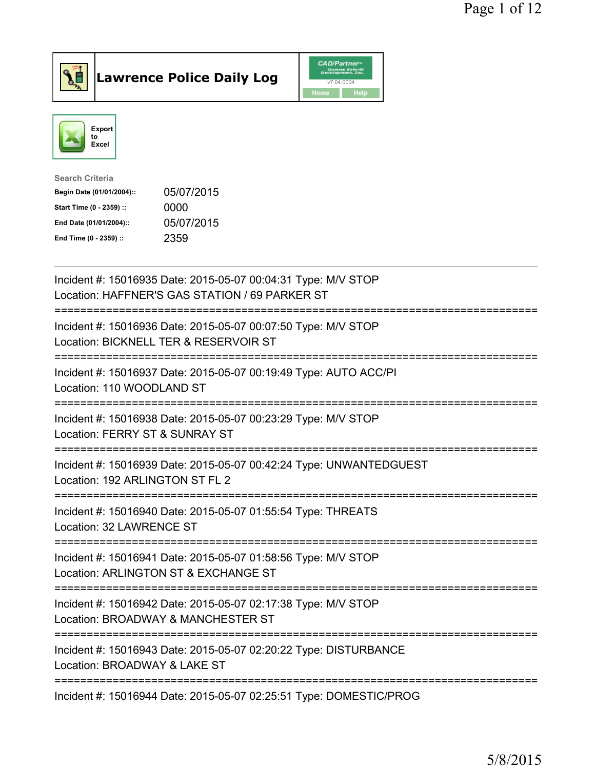# Lawrence Police Daily Log

CAD/Partner v7.04.0004

Home | Help

Export to Excel

**Search Criteria**

| | |
|---|---|
| **Begin Date (01/01/2004)::** | 05/07/2015 |
| **Start Time (0 - 2359) ::** | 0000 |
| **End Date (01/01/2004)::** | 05/07/2015 |
| **End Time (0 - 2359) ::** | 2359 |

---

Incident #: 15016935 Date: 2015-05-07 00:04:31 Type: M/V STOP
Location: HAFFNER'S GAS STATION / 69 PARKER ST

===========================================================================

Incident #: 15016936 Date: 2015-05-07 00:07:50 Type: M/V STOP
Location: BICKNELL TER & RESERVOIR ST

===========================================================================

Incident #: 15016937 Date: 2015-05-07 00:19:49 Type: AUTO ACC/PI
Location: 110 WOODLAND ST

===========================================================================

Incident #: 15016938 Date: 2015-05-07 00:23:29 Type: M/V STOP
Location: FERRY ST & SUNRAY ST

===========================================================================

Incident #: 15016939 Date: 2015-05-07 00:42:24 Type: UNWANTEDGUEST
Location: 192 ARLINGTON ST FL 2

===========================================================================

Incident #: 15016940 Date: 2015-05-07 01:55:54 Type: THREATS
Location: 32 LAWRENCE ST

===========================================================================

Incident #: 15016941 Date: 2015-05-07 01:58:56 Type: M/V STOP
Location: ARLINGTON ST & EXCHANGE ST

===========================================================================

Incident #: 15016942 Date: 2015-05-07 02:17:38 Type: M/V STOP
Location: BROADWAY & MANCHESTER ST

===========================================================================

Incident #: 15016943 Date: 2015-05-07 02:20:22 Type: DISTURBANCE
Location: BROADWAY & LAKE ST

===========================================================================

Incident #: 15016944 Date: 2015-05-07 02:25:51 Type: DOMESTIC/PROG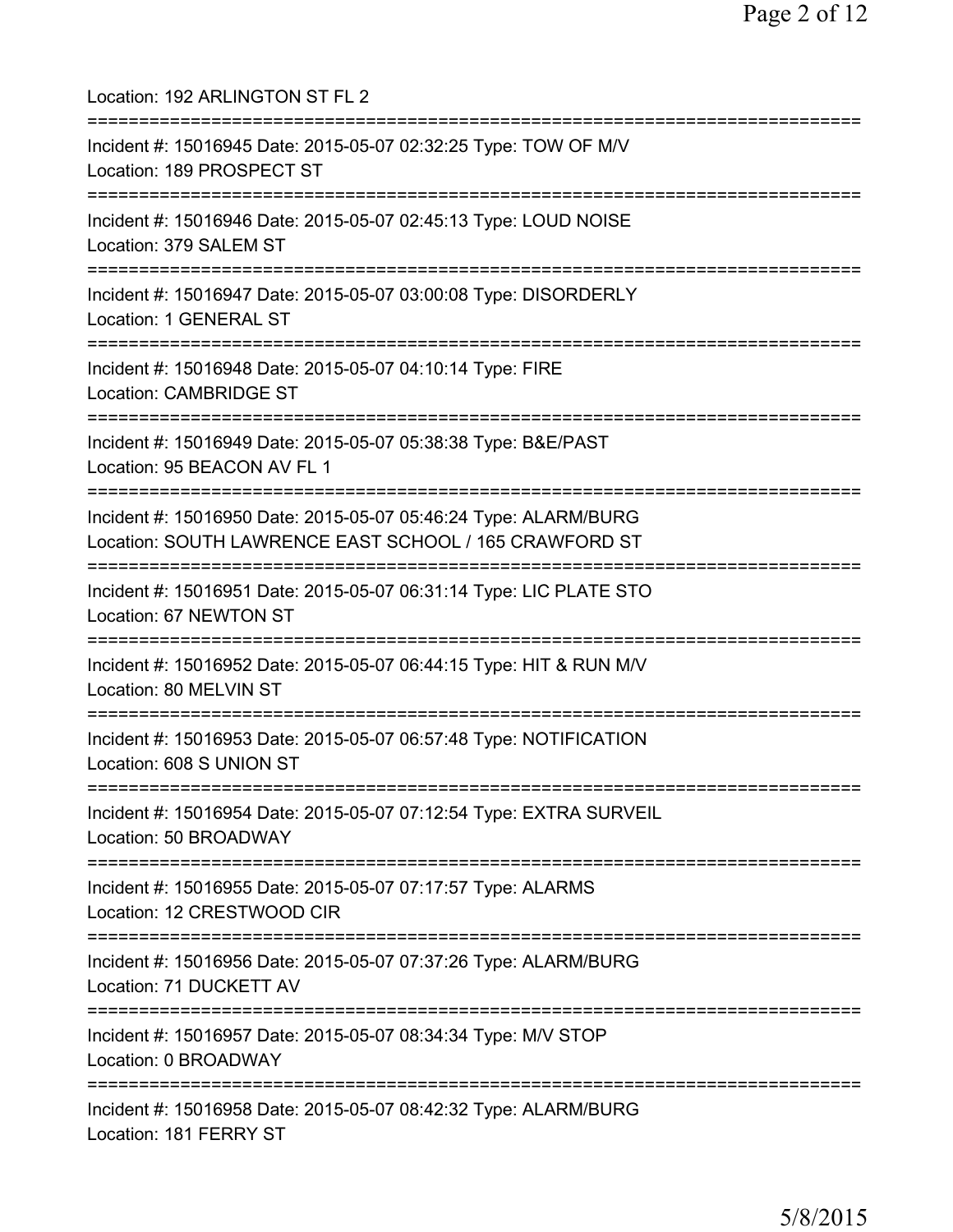Location: 192 ARLINGTON ST FL 2

===========================================================================

Incident #: 15016945 Date: 2015-05-07 02:32:25 Type: TOW OF M/V
Location: 189 PROSPECT ST

===========================================================================

Incident #: 15016946 Date: 2015-05-07 02:45:13 Type: LOUD NOISE
Location: 379 SALEM ST

===========================================================================

Incident #: 15016947 Date: 2015-05-07 03:00:08 Type: DISORDERLY
Location: 1 GENERAL ST

===========================================================================

Incident #: 15016948 Date: 2015-05-07 04:10:14 Type: FIRE
Location: CAMBRIDGE ST

===========================================================================

Incident #: 15016949 Date: 2015-05-07 05:38:38 Type: B&E/PAST
Location: 95 BEACON AV FL 1

===========================================================================

Incident #: 15016950 Date: 2015-05-07 05:46:24 Type: ALARM/BURG
Location: SOUTH LAWRENCE EAST SCHOOL / 165 CRAWFORD ST

===========================================================================

Incident #: 15016951 Date: 2015-05-07 06:31:14 Type: LIC PLATE STO
Location: 67 NEWTON ST

===========================================================================

Incident #: 15016952 Date: 2015-05-07 06:44:15 Type: HIT & RUN M/V
Location: 80 MELVIN ST

===========================================================================

Incident #: 15016953 Date: 2015-05-07 06:57:48 Type: NOTIFICATION
Location: 608 S UNION ST

===========================================================================

Incident #: 15016954 Date: 2015-05-07 07:12:54 Type: EXTRA SURVEIL
Location: 50 BROADWAY

===========================================================================

Incident #: 15016955 Date: 2015-05-07 07:17:57 Type: ALARMS
Location: 12 CRESTWOOD CIR

===========================================================================

Incident #: 15016956 Date: 2015-05-07 07:37:26 Type: ALARM/BURG
Location: 71 DUCKETT AV

===========================================================================

Incident #: 15016957 Date: 2015-05-07 08:34:34 Type: M/V STOP
Location: 0 BROADWAY

===========================================================================

Incident #: 15016958 Date: 2015-05-07 08:42:32 Type: ALARM/BURG
Location: 181 FERRY ST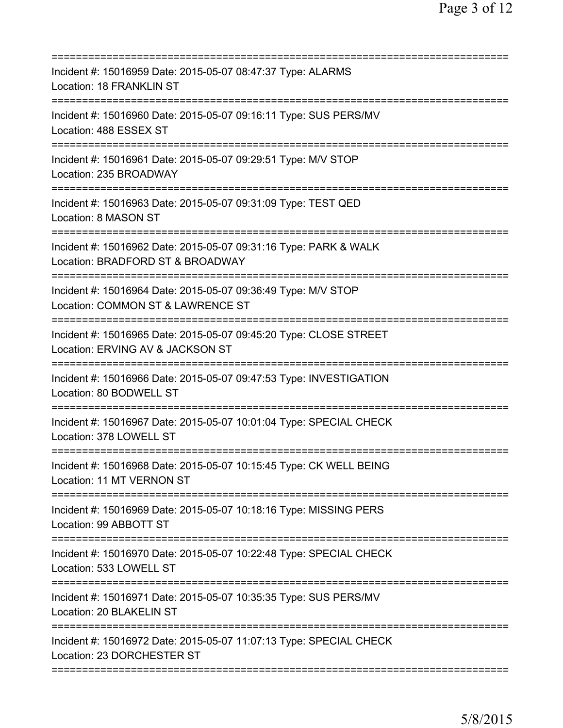===========================================================================
Incident #: 15016959 Date: 2015-05-07 08:47:37 Type: ALARMS
Location: 18 FRANKLIN ST
===========================================================================
Incident #: 15016960 Date: 2015-05-07 09:16:11 Type: SUS PERS/MV
Location: 488 ESSEX ST
===========================================================================
Incident #: 15016961 Date: 2015-05-07 09:29:51 Type: M/V STOP
Location: 235 BROADWAY
===========================================================================
Incident #: 15016963 Date: 2015-05-07 09:31:09 Type: TEST QED
Location: 8 MASON ST
===========================================================================
Incident #: 15016962 Date: 2015-05-07 09:31:16 Type: PARK & WALK
Location: BRADFORD ST & BROADWAY
===========================================================================
Incident #: 15016964 Date: 2015-05-07 09:36:49 Type: M/V STOP
Location: COMMON ST & LAWRENCE ST
===========================================================================
Incident #: 15016965 Date: 2015-05-07 09:45:20 Type: CLOSE STREET
Location: ERVING AV & JACKSON ST
===========================================================================
Incident #: 15016966 Date: 2015-05-07 09:47:53 Type: INVESTIGATION
Location: 80 BODWELL ST
===========================================================================
Incident #: 15016967 Date: 2015-05-07 10:01:04 Type: SPECIAL CHECK
Location: 378 LOWELL ST
===========================================================================
Incident #: 15016968 Date: 2015-05-07 10:15:45 Type: CK WELL BEING
Location: 11 MT VERNON ST
===========================================================================
Incident #: 15016969 Date: 2015-05-07 10:18:16 Type: MISSING PERS
Location: 99 ABBOTT ST
===========================================================================
Incident #: 15016970 Date: 2015-05-07 10:22:48 Type: SPECIAL CHECK
Location: 533 LOWELL ST
===========================================================================
Incident #: 15016971 Date: 2015-05-07 10:35:35 Type: SUS PERS/MV
Location: 20 BLAKELIN ST
===========================================================================
Incident #: 15016972 Date: 2015-05-07 11:07:13 Type: SPECIAL CHECK
Location: 23 DORCHESTER ST
===========================================================================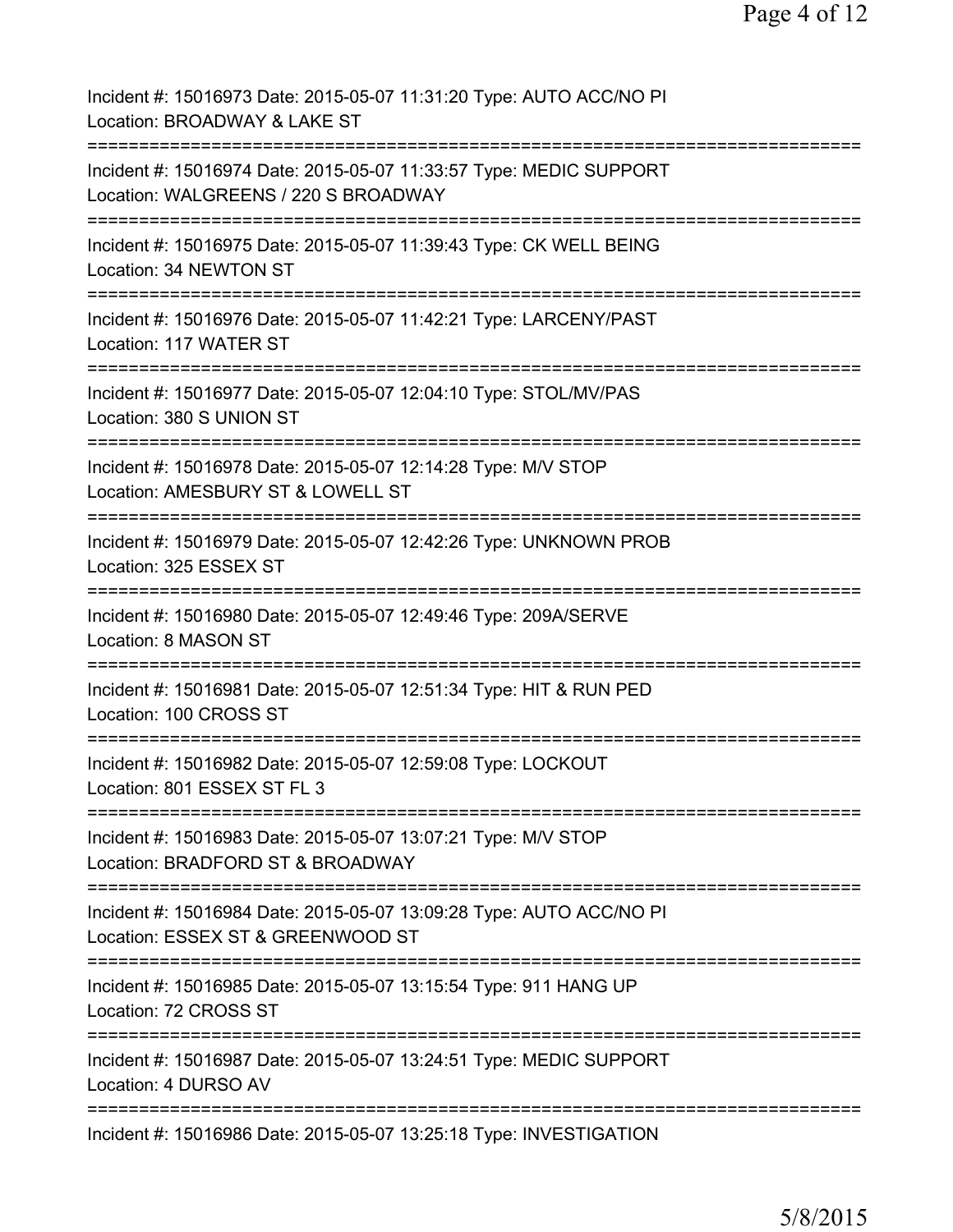Incident #: 15016973 Date: 2015-05-07 11:31:20 Type: AUTO ACC/NO PI
Location: BROADWAY & LAKE ST
===========================================================================
Incident #: 15016974 Date: 2015-05-07 11:33:57 Type: MEDIC SUPPORT
Location: WALGREENS / 220 S BROADWAY
===========================================================================
Incident #: 15016975 Date: 2015-05-07 11:39:43 Type: CK WELL BEING
Location: 34 NEWTON ST
===========================================================================
Incident #: 15016976 Date: 2015-05-07 11:42:21 Type: LARCENY/PAST
Location: 117 WATER ST
===========================================================================
Incident #: 15016977 Date: 2015-05-07 12:04:10 Type: STOL/MV/PAS
Location: 380 S UNION ST
===========================================================================
Incident #: 15016978 Date: 2015-05-07 12:14:28 Type: M/V STOP
Location: AMESBURY ST & LOWELL ST
===========================================================================
Incident #: 15016979 Date: 2015-05-07 12:42:26 Type: UNKNOWN PROB
Location: 325 ESSEX ST
===========================================================================
Incident #: 15016980 Date: 2015-05-07 12:49:46 Type: 209A/SERVE
Location: 8 MASON ST
===========================================================================
Incident #: 15016981 Date: 2015-05-07 12:51:34 Type: HIT & RUN PED
Location: 100 CROSS ST
===========================================================================
Incident #: 15016982 Date: 2015-05-07 12:59:08 Type: LOCKOUT
Location: 801 ESSEX ST FL 3
===========================================================================
Incident #: 15016983 Date: 2015-05-07 13:07:21 Type: M/V STOP
Location: BRADFORD ST & BROADWAY
===========================================================================
Incident #: 15016984 Date: 2015-05-07 13:09:28 Type: AUTO ACC/NO PI
Location: ESSEX ST & GREENWOOD ST
===========================================================================
Incident #: 15016985 Date: 2015-05-07 13:15:54 Type: 911 HANG UP
Location: 72 CROSS ST
===========================================================================
Incident #: 15016987 Date: 2015-05-07 13:24:51 Type: MEDIC SUPPORT
Location: 4 DURSO AV
===========================================================================
Incident #: 15016986 Date: 2015-05-07 13:25:18 Type: INVESTIGATION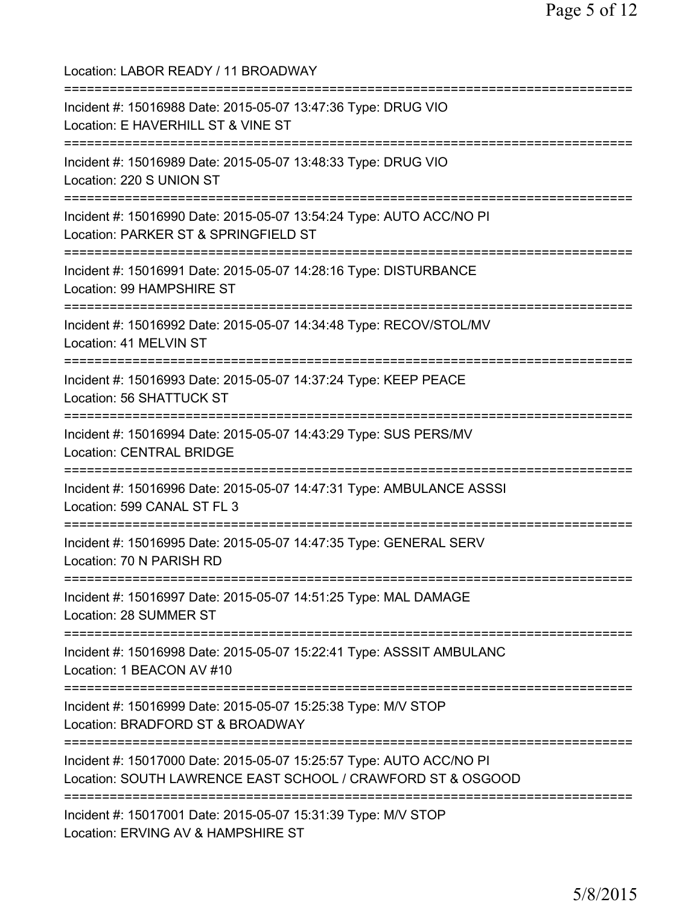Location: LABOR READY / 11 BROADWAY

===========================================================================

Incident #: 15016988 Date: 2015-05-07 13:47:36 Type: DRUG VIO
Location: E HAVERHILL ST & VINE ST

===========================================================================

Incident #: 15016989 Date: 2015-05-07 13:48:33 Type: DRUG VIO
Location: 220 S UNION ST

===========================================================================

Incident #: 15016990 Date: 2015-05-07 13:54:24 Type: AUTO ACC/NO PI
Location: PARKER ST & SPRINGFIELD ST

===========================================================================

Incident #: 15016991 Date: 2015-05-07 14:28:16 Type: DISTURBANCE
Location: 99 HAMPSHIRE ST

===========================================================================

Incident #: 15016992 Date: 2015-05-07 14:34:48 Type: RECOV/STOL/MV
Location: 41 MELVIN ST

===========================================================================

Incident #: 15016993 Date: 2015-05-07 14:37:24 Type: KEEP PEACE
Location: 56 SHATTUCK ST

===========================================================================

Incident #: 15016994 Date: 2015-05-07 14:43:29 Type: SUS PERS/MV
Location: CENTRAL BRIDGE

===========================================================================

Incident #: 15016996 Date: 2015-05-07 14:47:31 Type: AMBULANCE ASSSI
Location: 599 CANAL ST FL 3

===========================================================================

Incident #: 15016995 Date: 2015-05-07 14:47:35 Type: GENERAL SERV
Location: 70 N PARISH RD

===========================================================================

Incident #: 15016997 Date: 2015-05-07 14:51:25 Type: MAL DAMAGE
Location: 28 SUMMER ST

===========================================================================

Incident #: 15016998 Date: 2015-05-07 15:22:41 Type: ASSSIT AMBULANC
Location: 1 BEACON AV #10

===========================================================================

Incident #: 15016999 Date: 2015-05-07 15:25:38 Type: M/V STOP
Location: BRADFORD ST & BROADWAY

===========================================================================

Incident #: 15017000 Date: 2015-05-07 15:25:57 Type: AUTO ACC/NO PI
Location: SOUTH LAWRENCE EAST SCHOOL / CRAWFORD ST & OSGOOD

===========================================================================

Incident #: 15017001 Date: 2015-05-07 15:31:39 Type: M/V STOP
Location: ERVING AV & HAMPSHIRE ST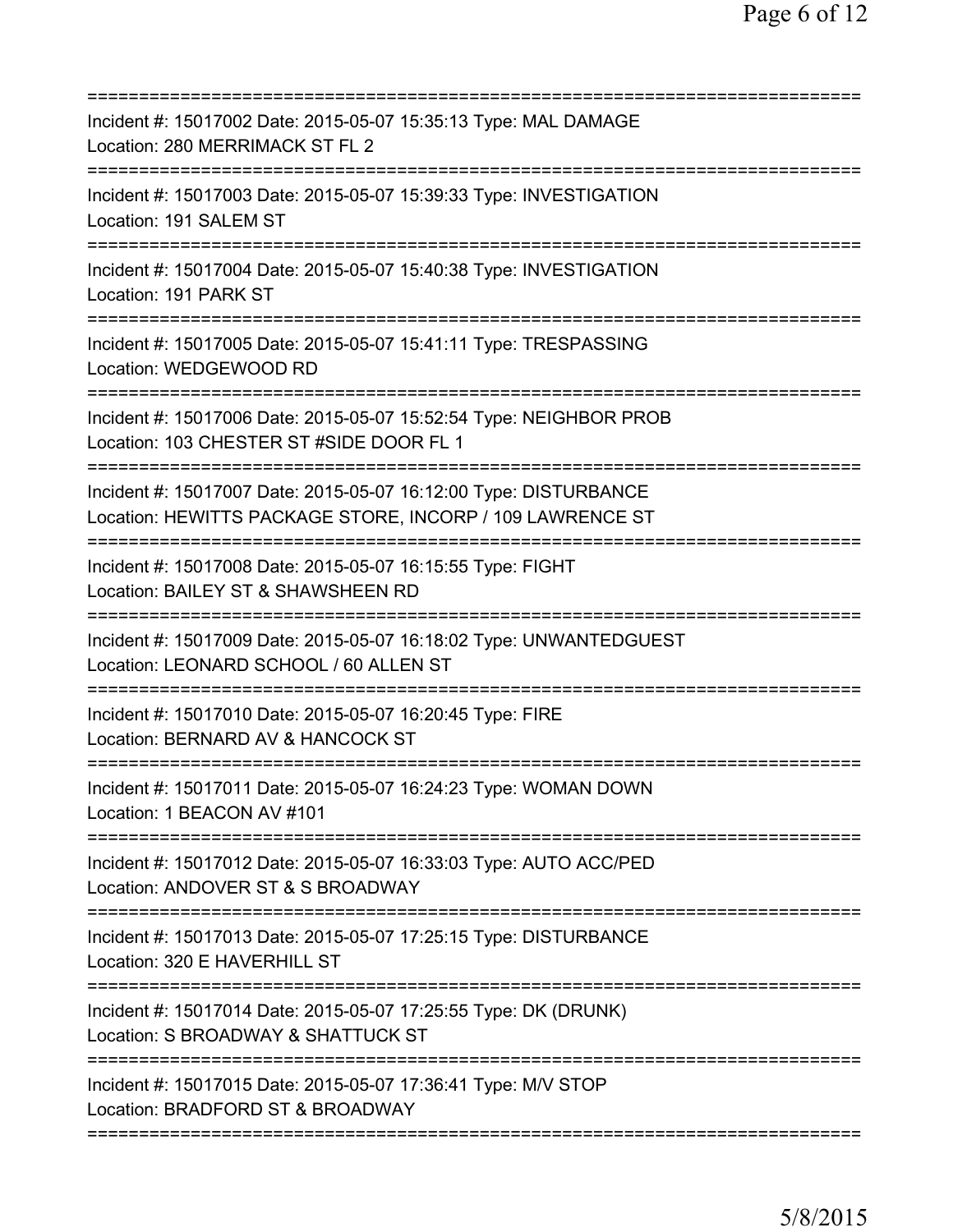===========================================================================
Incident #: 15017002 Date: 2015-05-07 15:35:13 Type: MAL DAMAGE
Location: 280 MERRIMACK ST FL 2
===========================================================================
Incident #: 15017003 Date: 2015-05-07 15:39:33 Type: INVESTIGATION
Location: 191 SALEM ST
===========================================================================
Incident #: 15017004 Date: 2015-05-07 15:40:38 Type: INVESTIGATION
Location: 191 PARK ST
===========================================================================
Incident #: 15017005 Date: 2015-05-07 15:41:11 Type: TRESPASSING
Location: WEDGEWOOD RD
===========================================================================
Incident #: 15017006 Date: 2015-05-07 15:52:54 Type: NEIGHBOR PROB
Location: 103 CHESTER ST #SIDE DOOR FL 1
===========================================================================
Incident #: 15017007 Date: 2015-05-07 16:12:00 Type: DISTURBANCE
Location: HEWITTS PACKAGE STORE, INCORP / 109 LAWRENCE ST
===========================================================================
Incident #: 15017008 Date: 2015-05-07 16:15:55 Type: FIGHT
Location: BAILEY ST & SHAWSHEEN RD
===========================================================================
Incident #: 15017009 Date: 2015-05-07 16:18:02 Type: UNWANTEDGUEST
Location: LEONARD SCHOOL / 60 ALLEN ST
===========================================================================
Incident #: 15017010 Date: 2015-05-07 16:20:45 Type: FIRE
Location: BERNARD AV & HANCOCK ST
===========================================================================
Incident #: 15017011 Date: 2015-05-07 16:24:23 Type: WOMAN DOWN
Location: 1 BEACON AV #101
===========================================================================
Incident #: 15017012 Date: 2015-05-07 16:33:03 Type: AUTO ACC/PED
Location: ANDOVER ST & S BROADWAY
===========================================================================
Incident #: 15017013 Date: 2015-05-07 17:25:15 Type: DISTURBANCE
Location: 320 E HAVERHILL ST
===========================================================================
Incident #: 15017014 Date: 2015-05-07 17:25:55 Type: DK (DRUNK)
Location: S BROADWAY & SHATTUCK ST
===========================================================================
Incident #: 15017015 Date: 2015-05-07 17:36:41 Type: M/V STOP
Location: BRADFORD ST & BROADWAY
===========================================================================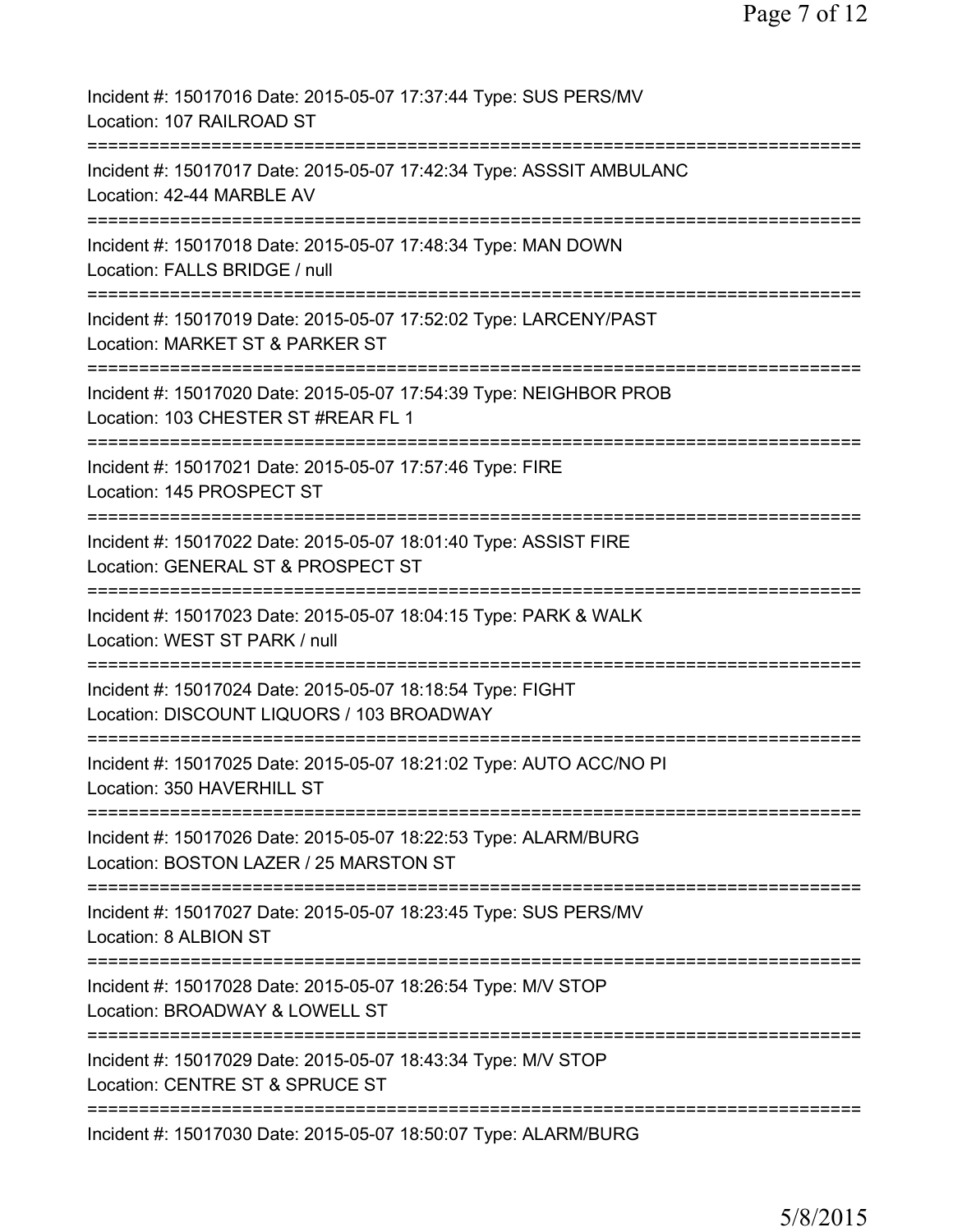Incident #: 15017016 Date: 2015-05-07 17:37:44 Type: SUS PERS/MV
Location: 107 RAILROAD ST

===========================================================================

Incident #: 15017017 Date: 2015-05-07 17:42:34 Type: ASSSIT AMBULANC
Location: 42-44 MARBLE AV

===========================================================================

Incident #: 15017018 Date: 2015-05-07 17:48:34 Type: MAN DOWN
Location: FALLS BRIDGE / null

===========================================================================

Incident #: 15017019 Date: 2015-05-07 17:52:02 Type: LARCENY/PAST
Location: MARKET ST & PARKER ST

===========================================================================

Incident #: 15017020 Date: 2015-05-07 17:54:39 Type: NEIGHBOR PROB
Location: 103 CHESTER ST #REAR FL 1

===========================================================================

Incident #: 15017021 Date: 2015-05-07 17:57:46 Type: FIRE
Location: 145 PROSPECT ST

===========================================================================

Incident #: 15017022 Date: 2015-05-07 18:01:40 Type: ASSIST FIRE
Location: GENERAL ST & PROSPECT ST

===========================================================================

Incident #: 15017023 Date: 2015-05-07 18:04:15 Type: PARK & WALK
Location: WEST ST PARK / null

===========================================================================

Incident #: 15017024 Date: 2015-05-07 18:18:54 Type: FIGHT
Location: DISCOUNT LIQUORS / 103 BROADWAY

===========================================================================

Incident #: 15017025 Date: 2015-05-07 18:21:02 Type: AUTO ACC/NO PI
Location: 350 HAVERHILL ST

===========================================================================

Incident #: 15017026 Date: 2015-05-07 18:22:53 Type: ALARM/BURG
Location: BOSTON LAZER / 25 MARSTON ST

===========================================================================

Incident #: 15017027 Date: 2015-05-07 18:23:45 Type: SUS PERS/MV
Location: 8 ALBION ST

===========================================================================

Incident #: 15017028 Date: 2015-05-07 18:26:54 Type: M/V STOP
Location: BROADWAY & LOWELL ST

===========================================================================

Incident #: 15017029 Date: 2015-05-07 18:43:34 Type: M/V STOP
Location: CENTRE ST & SPRUCE ST

===========================================================================

Incident #: 15017030 Date: 2015-05-07 18:50:07 Type: ALARM/BURG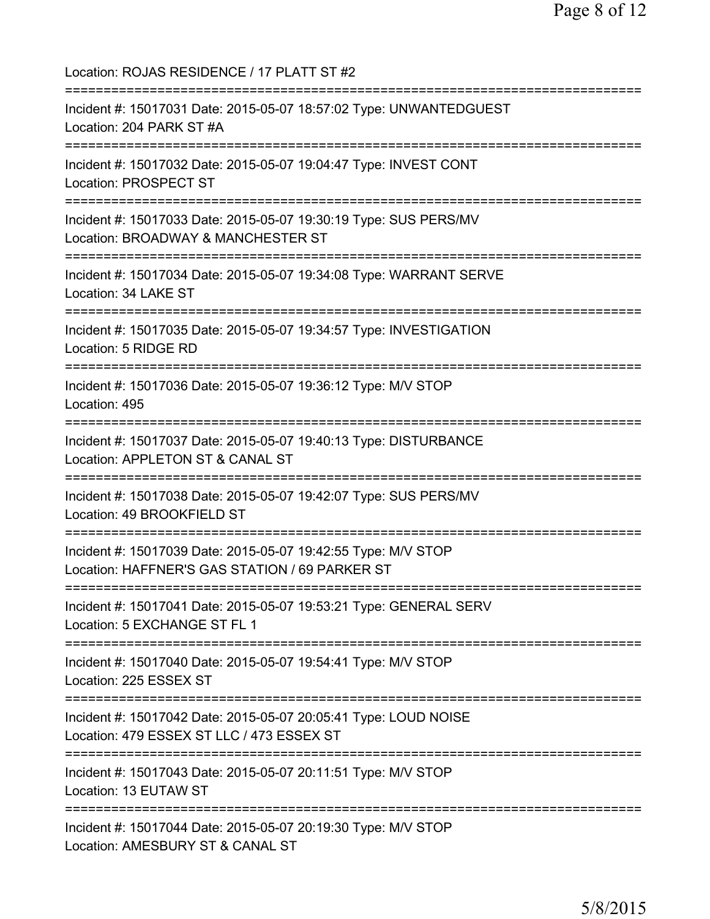Location: ROJAS RESIDENCE / 17 PLATT ST #2

===========================================================================

Incident #: 15017031 Date: 2015-05-07 18:57:02 Type: UNWANTEDGUEST
Location: 204 PARK ST #A

===========================================================================

Incident #: 15017032 Date: 2015-05-07 19:04:47 Type: INVEST CONT
Location: PROSPECT ST

===========================================================================

Incident #: 15017033 Date: 2015-05-07 19:30:19 Type: SUS PERS/MV
Location: BROADWAY & MANCHESTER ST

===========================================================================

Incident #: 15017034 Date: 2015-05-07 19:34:08 Type: WARRANT SERVE
Location: 34 LAKE ST

===========================================================================

Incident #: 15017035 Date: 2015-05-07 19:34:57 Type: INVESTIGATION
Location: 5 RIDGE RD

===========================================================================

Incident #: 15017036 Date: 2015-05-07 19:36:12 Type: M/V STOP
Location: 495

===========================================================================

Incident #: 15017037 Date: 2015-05-07 19:40:13 Type: DISTURBANCE
Location: APPLETON ST & CANAL ST

===========================================================================

Incident #: 15017038 Date: 2015-05-07 19:42:07 Type: SUS PERS/MV
Location: 49 BROOKFIELD ST

===========================================================================

Incident #: 15017039 Date: 2015-05-07 19:42:55 Type: M/V STOP
Location: HAFFNER'S GAS STATION / 69 PARKER ST

===========================================================================

Incident #: 15017041 Date: 2015-05-07 19:53:21 Type: GENERAL SERV
Location: 5 EXCHANGE ST FL 1

===========================================================================

Incident #: 15017040 Date: 2015-05-07 19:54:41 Type: M/V STOP
Location: 225 ESSEX ST

===========================================================================

Incident #: 15017042 Date: 2015-05-07 20:05:41 Type: LOUD NOISE
Location: 479 ESSEX ST LLC / 473 ESSEX ST

===========================================================================

Incident #: 15017043 Date: 2015-05-07 20:11:51 Type: M/V STOP
Location: 13 EUTAW ST

===========================================================================

Incident #: 15017044 Date: 2015-05-07 20:19:30 Type: M/V STOP
Location: AMESBURY ST & CANAL ST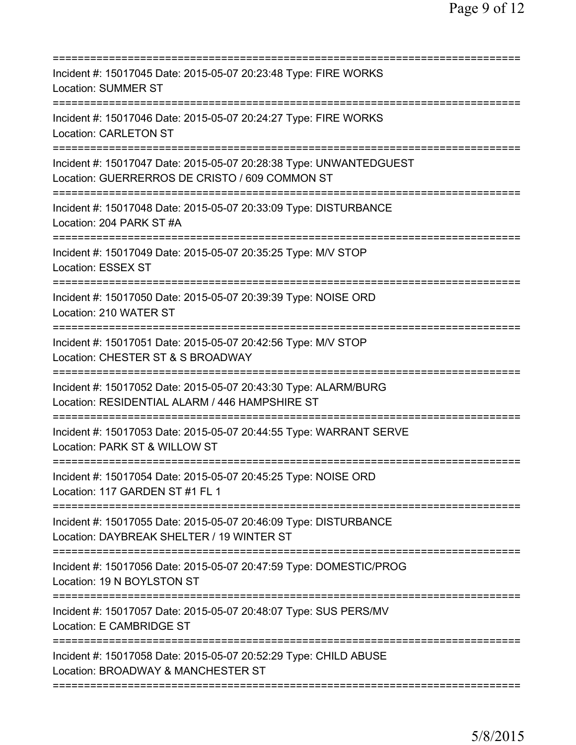===========================================================================
Incident #: 15017045 Date: 2015-05-07 20:23:48 Type: FIRE WORKS
Location: SUMMER ST
===========================================================================
Incident #: 15017046 Date: 2015-05-07 20:24:27 Type: FIRE WORKS
Location: CARLETON ST
===========================================================================
Incident #: 15017047 Date: 2015-05-07 20:28:38 Type: UNWANTEDGUEST
Location: GUERRERROS DE CRISTO / 609 COMMON ST
===========================================================================
Incident #: 15017048 Date: 2015-05-07 20:33:09 Type: DISTURBANCE
Location: 204 PARK ST #A
===========================================================================
Incident #: 15017049 Date: 2015-05-07 20:35:25 Type: M/V STOP
Location: ESSEX ST
===========================================================================
Incident #: 15017050 Date: 2015-05-07 20:39:39 Type: NOISE ORD
Location: 210 WATER ST
===========================================================================
Incident #: 15017051 Date: 2015-05-07 20:42:56 Type: M/V STOP
Location: CHESTER ST & S BROADWAY
===========================================================================
Incident #: 15017052 Date: 2015-05-07 20:43:30 Type: ALARM/BURG
Location: RESIDENTIAL ALARM / 446 HAMPSHIRE ST
===========================================================================
Incident #: 15017053 Date: 2015-05-07 20:44:55 Type: WARRANT SERVE
Location: PARK ST & WILLOW ST
===========================================================================
Incident #: 15017054 Date: 2015-05-07 20:45:25 Type: NOISE ORD
Location: 117 GARDEN ST #1 FL 1
===========================================================================
Incident #: 15017055 Date: 2015-05-07 20:46:09 Type: DISTURBANCE
Location: DAYBREAK SHELTER / 19 WINTER ST
===========================================================================
Incident #: 15017056 Date: 2015-05-07 20:47:59 Type: DOMESTIC/PROG
Location: 19 N BOYLSTON ST
===========================================================================
Incident #: 15017057 Date: 2015-05-07 20:48:07 Type: SUS PERS/MV
Location: E CAMBRIDGE ST
===========================================================================
Incident #: 15017058 Date: 2015-05-07 20:52:29 Type: CHILD ABUSE
Location: BROADWAY & MANCHESTER ST
===========================================================================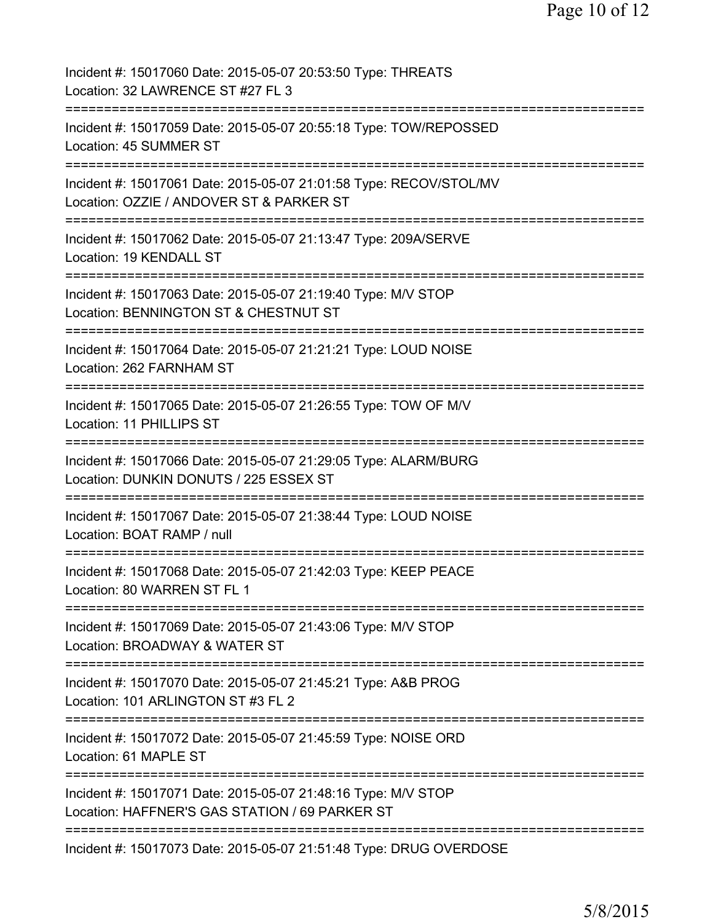Incident #: 15017060 Date: 2015-05-07 20:53:50 Type: THREATS
Location: 32 LAWRENCE ST #27 FL 3
===========================================================================
Incident #: 15017059 Date: 2015-05-07 20:55:18 Type: TOW/REPOSSED
Location: 45 SUMMER ST
===========================================================================
Incident #: 15017061 Date: 2015-05-07 21:01:58 Type: RECOV/STOL/MV
Location: OZZIE / ANDOVER ST & PARKER ST
===========================================================================
Incident #: 15017062 Date: 2015-05-07 21:13:47 Type: 209A/SERVE
Location: 19 KENDALL ST
===========================================================================
Incident #: 15017063 Date: 2015-05-07 21:19:40 Type: M/V STOP
Location: BENNINGTON ST & CHESTNUT ST
===========================================================================
Incident #: 15017064 Date: 2015-05-07 21:21:21 Type: LOUD NOISE
Location: 262 FARNHAM ST
===========================================================================
Incident #: 15017065 Date: 2015-05-07 21:26:55 Type: TOW OF M/V
Location: 11 PHILLIPS ST
===========================================================================
Incident #: 15017066 Date: 2015-05-07 21:29:05 Type: ALARM/BURG
Location: DUNKIN DONUTS / 225 ESSEX ST
===========================================================================
Incident #: 15017067 Date: 2015-05-07 21:38:44 Type: LOUD NOISE
Location: BOAT RAMP / null
===========================================================================
Incident #: 15017068 Date: 2015-05-07 21:42:03 Type: KEEP PEACE
Location: 80 WARREN ST FL 1
===========================================================================
Incident #: 15017069 Date: 2015-05-07 21:43:06 Type: M/V STOP
Location: BROADWAY & WATER ST
===========================================================================
Incident #: 15017070 Date: 2015-05-07 21:45:21 Type: A&B PROG
Location: 101 ARLINGTON ST #3 FL 2
===========================================================================
Incident #: 15017072 Date: 2015-05-07 21:45:59 Type: NOISE ORD
Location: 61 MAPLE ST
===========================================================================
Incident #: 15017071 Date: 2015-05-07 21:48:16 Type: M/V STOP
Location: HAFFNER'S GAS STATION / 69 PARKER ST
===========================================================================
Incident #: 15017073 Date: 2015-05-07 21:51:48 Type: DRUG OVERDOSE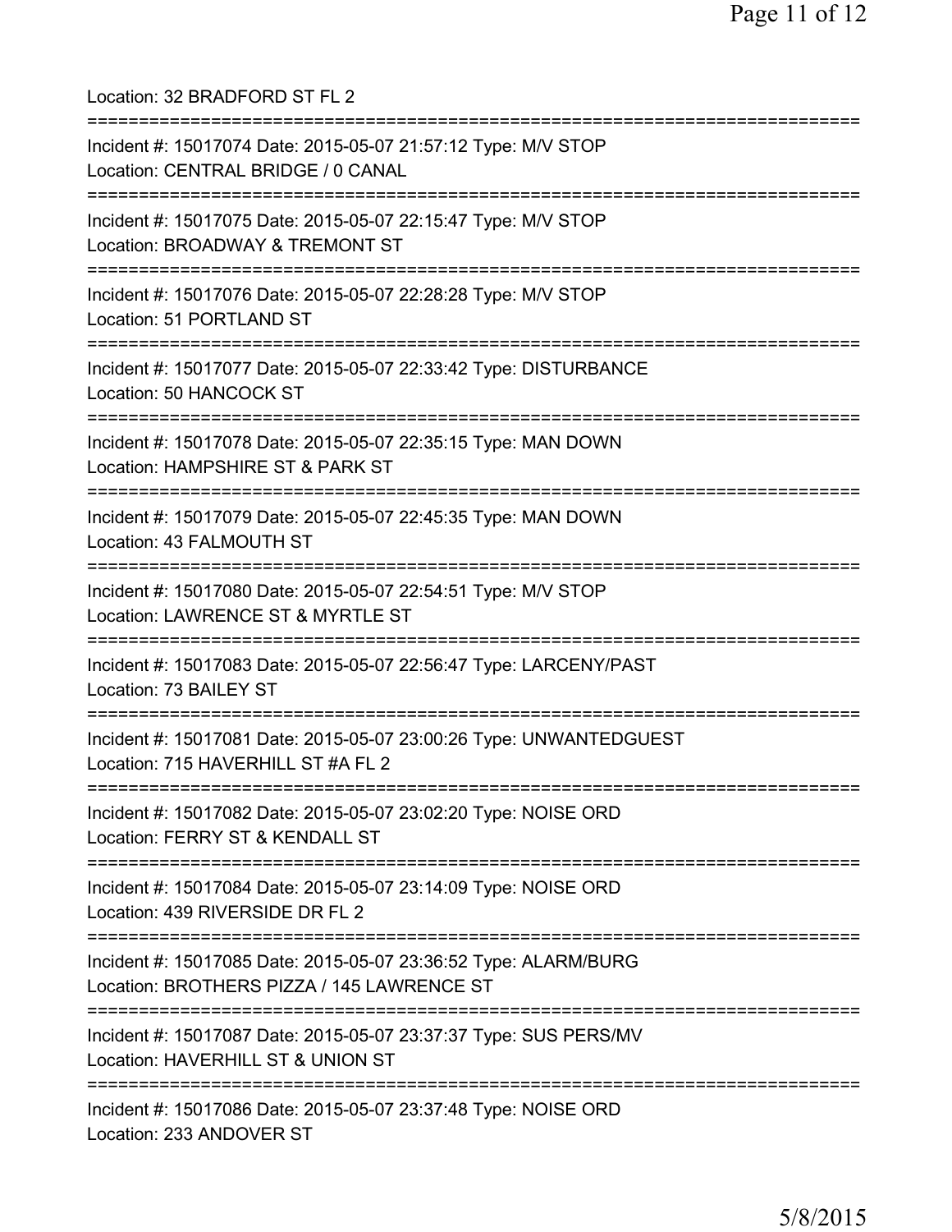Location: 32 BRADFORD ST FL 2

===========================================================================

Incident #: 15017074 Date: 2015-05-07 21:57:12 Type: M/V STOP
Location: CENTRAL BRIDGE / 0 CANAL

===========================================================================

Incident #: 15017075 Date: 2015-05-07 22:15:47 Type: M/V STOP
Location: BROADWAY & TREMONT ST

===========================================================================

Incident #: 15017076 Date: 2015-05-07 22:28:28 Type: M/V STOP
Location: 51 PORTLAND ST

===========================================================================

Incident #: 15017077 Date: 2015-05-07 22:33:42 Type: DISTURBANCE
Location: 50 HANCOCK ST

===========================================================================

Incident #: 15017078 Date: 2015-05-07 22:35:15 Type: MAN DOWN
Location: HAMPSHIRE ST & PARK ST

===========================================================================

Incident #: 15017079 Date: 2015-05-07 22:45:35 Type: MAN DOWN
Location: 43 FALMOUTH ST

===========================================================================

Incident #: 15017080 Date: 2015-05-07 22:54:51 Type: M/V STOP
Location: LAWRENCE ST & MYRTLE ST

===========================================================================

Incident #: 15017083 Date: 2015-05-07 22:56:47 Type: LARCENY/PAST
Location: 73 BAILEY ST

===========================================================================

Incident #: 15017081 Date: 2015-05-07 23:00:26 Type: UNWANTEDGUEST
Location: 715 HAVERHILL ST #A FL 2

===========================================================================

Incident #: 15017082 Date: 2015-05-07 23:02:20 Type: NOISE ORD
Location: FERRY ST & KENDALL ST

===========================================================================

Incident #: 15017084 Date: 2015-05-07 23:14:09 Type: NOISE ORD
Location: 439 RIVERSIDE DR FL 2

===========================================================================

Incident #: 15017085 Date: 2015-05-07 23:36:52 Type: ALARM/BURG
Location: BROTHERS PIZZA / 145 LAWRENCE ST

===========================================================================

Incident #: 15017087 Date: 2015-05-07 23:37:37 Type: SUS PERS/MV
Location: HAVERHILL ST & UNION ST

===========================================================================

Incident #: 15017086 Date: 2015-05-07 23:37:48 Type: NOISE ORD
Location: 233 ANDOVER ST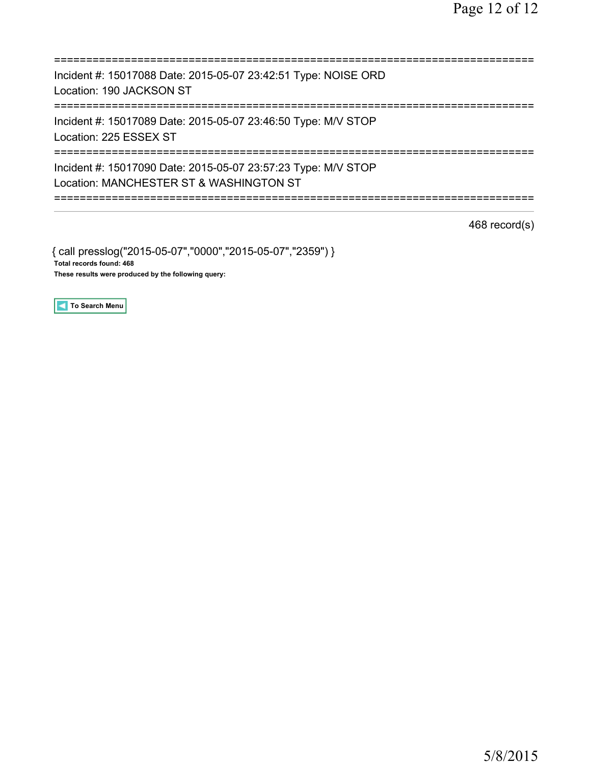===========================================================================

Incident #: 15017088 Date: 2015-05-07 23:42:51 Type: NOISE ORD
Location: 190 JACKSON ST

===========================================================================

Incident #: 15017089 Date: 2015-05-07 23:46:50 Type: M/V STOP
Location: 225 ESSEX ST

===========================================================================

Incident #: 15017090 Date: 2015-05-07 23:57:23 Type: M/V STOP
Location: MANCHESTER ST & WASHINGTON ST

===========================================================================

468 record(s)

{ call presslog("2015-05-07","0000","2015-05-07","2359") }

**Total records found: 468**

**These results were produced by the following query:**

To Search Menu